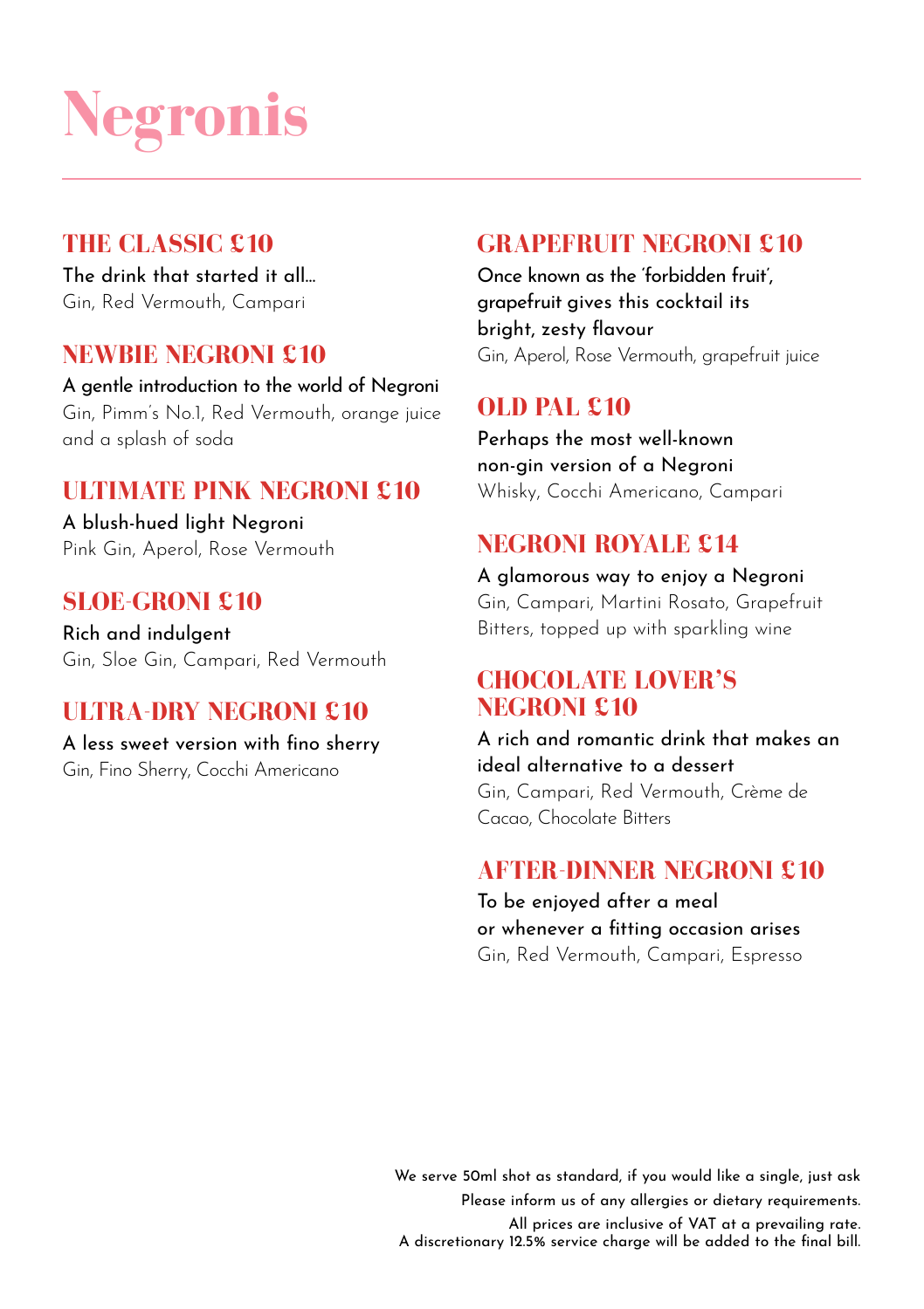# Negronis

## THE CLASSIC £10

The drink that started it all…

Gin, Red Vermouth, Campari

## NEWBIE NEGRONI £10

A gentle introduction to the world of Negroni

Gin, Pimm's No.1, Red Vermouth, orange juice and a splash of soda

## ULTIMATE PINK NEGRONI £10

A blush-hued light Negroni

Pink Gin, Aperol, Rose Vermouth

## SLOE-GRONI £10

Rich and indulgent

Gin, Sloe Gin, Campari, Red Vermouth

## ULTRA-DRY NEGRONI £10

A less sweet version with fino sherry

Gin, Fino Sherry, Cocchi Americano

## GRAPEFRUIT NEGRONI £10

Once known as the 'forbidden fruit', grapefruit gives this cocktail its bright, zesty flavour

Gin, Aperol, Rose Vermouth, grapefruit juice

## OLD PAL £10

Perhaps the most well-known non-gin version of a Negroni

Whisky, Cocchi Americano, Campari

## NEGRONI ROYALE £14

A glamorous way to enjoy a Negroni

Gin, Campari, Martini Rosato, Grapefruit Bitters, topped up with sparkling wine

## CHOCOLATE LOVER'S NEGRONI £10

A rich and romantic drink that makes an ideal alternative to a dessert

Gin, Campari, Red Vermouth, Crème de Cacao, Chocolate Bitters

## AFTER-DINNER NEGRONI £10

To be enjoyed after a meal or whenever a fitting occasion arises

Gin, Red Vermouth, Campari, Espresso

We serve 50ml shot as standard, if you would like a single, just ask

Please inform us of any allergies or dietary requirements.

All prices are inclusive of VAT at a prevailing rate.

A discretionary 12.5% service charge will be added to the final bill.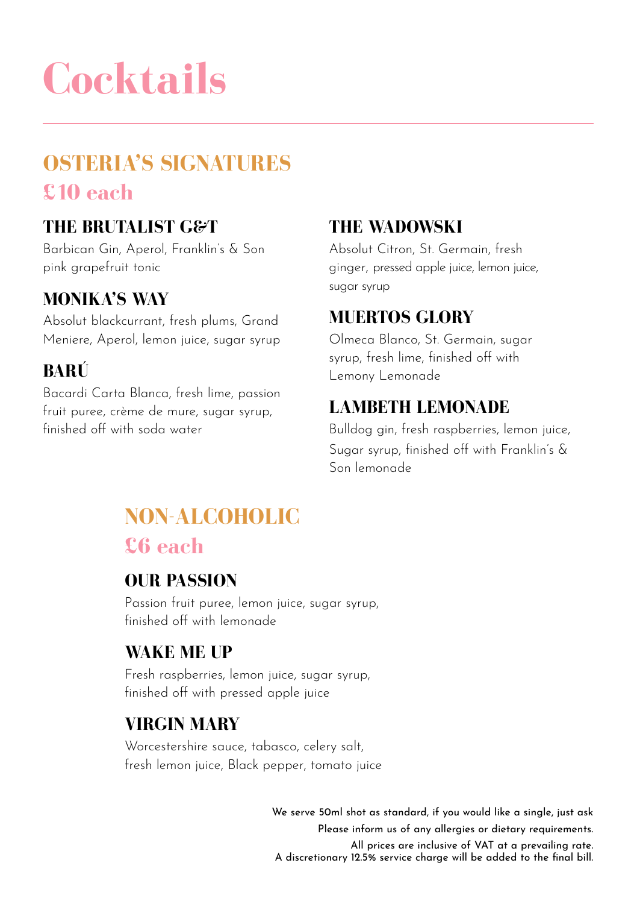# Cocktails

## OSTERIA'S SIGNATURES
## £10 each

### THE BRUTALIST G&T
Barbican Gin, Aperol, Franklin's & Son pink grapefruit tonic

### MONIKA'S WAY
Absolut blackcurrant, fresh plums, Grand Meniere, Aperol, lemon juice, sugar syrup

### BARÚ
Bacardi Carta Blanca, fresh lime, passion fruit puree, crème de mure, sugar syrup, finished off with soda water

### THE WADOWSKI
Absolut Citron, St. Germain, fresh ginger, pressed apple juice, lemon juice, sugar syrup

### MUERTOS GLORY
Olmeca Blanco, St. Germain, sugar syrup, fresh lime, finished off with Lemony Lemonade

### LAMBETH LEMONADE
Bulldog gin, fresh raspberries, lemon juice, Sugar syrup, finished off with Franklin's & Son lemonade

## NON-ALCOHOLIC
## £6 each

### OUR PASSION
Passion fruit puree, lemon juice, sugar syrup, finished off with lemonade

### WAKE ME UP
Fresh raspberries, lemon juice, sugar syrup, finished off with pressed apple juice

### VIRGIN MARY
Worcestershire sauce, tabasco, celery salt, fresh lemon juice, Black pepper, tomato juice

We serve 50ml shot as standard, if you would like a single, just ask
Please inform us of any allergies or dietary requirements.
All prices are inclusive of VAT at a prevailing rate.
A discretionary 12.5% service charge will be added to the final bill.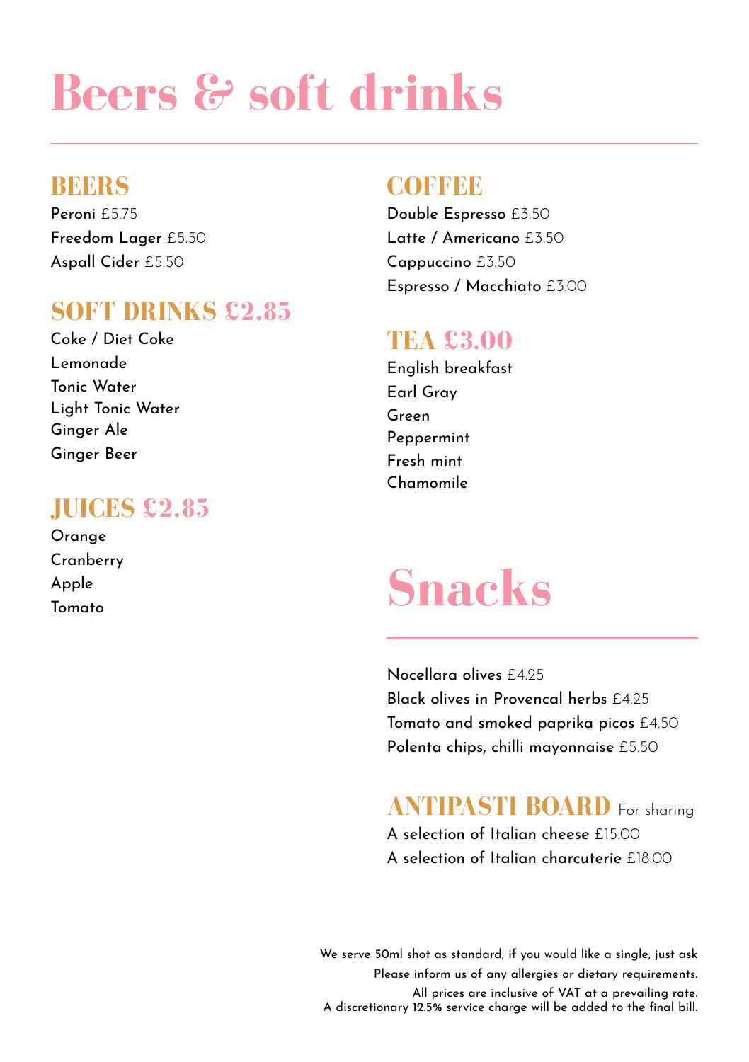# Beers & soft drinks

## BEERS

Peroni £5.75
Freedom Lager £5.50
Aspall Cider £5.50

## SOFT DRINKS £2.85

Coke / Diet Coke
Lemonade
Tonic Water
Light Tonic Water
Ginger Ale
Ginger Beer

## JUICES £2.85

Orange
Cranberry
Apple
Tomato

## COFFEE

Double Espresso £3.50
Latte / Americano £3.50
Cappuccino £3.50
Espresso / Macchiato £3.00

## TEA £3.00

English breakfast
Earl Gray
Green
Peppermint
Fresh mint
Chamomile

# Snacks

Nocellara olives £4.25
Black olives in Provencal herbs £4.25
Tomato and smoked paprika picos £4.50
Polenta chips, chilli mayonnaise £5.50

## ANTIPASTI BOARD For sharing

A selection of Italian cheese £15.00
A selection of Italian charcuterie £18.00

We serve 50ml shot as standard, if you would like a single, just ask
Please inform us of any allergies or dietary requirements.
All prices are inclusive of VAT at a prevailing rate.
A discretionary 12.5% service charge will be added to the final bill.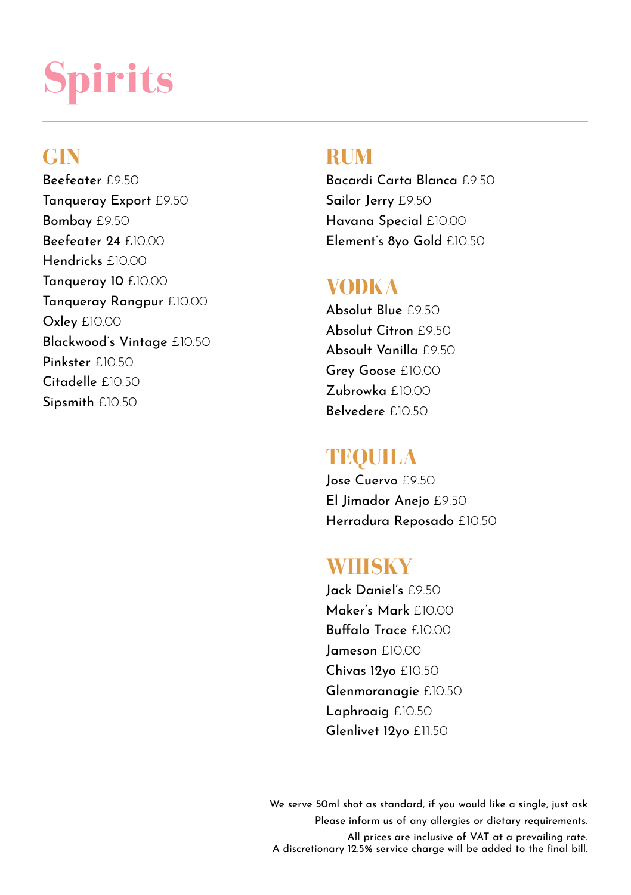# Spirits

## GIN

Beefeater £9.50
Tanqueray Export £9.50
Bombay £9.50
Beefeater 24 £10.00
Hendricks £10.00
Tanqueray 10 £10.00
Tanqueray Rangpur £10.00
Oxley £10.00
Blackwood's Vintage £10.50
Pinkster £10.50
Citadelle £10.50
Sipsmith £10.50

## RUM

Bacardi Carta Blanca £9.50
Sailor Jerry £9.50
Havana Special £10.00
Element's 8yo Gold £10.50

## VODKA

Absolut Blue £9.50
Absolut Citron £9.50
Absoult Vanilla £9.50
Grey Goose £10.00
Zubrowka £10.00
Belvedere £10.50

## TEQUILA

Jose Cuervo £9.50
El Jimador Anejo £9.50
Herradura Reposado £10.50

## WHISKY

Jack Daniel's £9.50
Maker's Mark £10.00
Buffalo Trace £10.00
Jameson £10.00
Chivas 12yo £10.50
Glenmoranagie £10.50
Laphroaig £10.50
Glenlivet 12yo £11.50

We serve 50ml shot as standard, if you would like a single, just ask
Please inform us of any allergies or dietary requirements.
All prices are inclusive of VAT at a prevailing rate.
A discretionary 12.5% service charge will be added to the final bill.